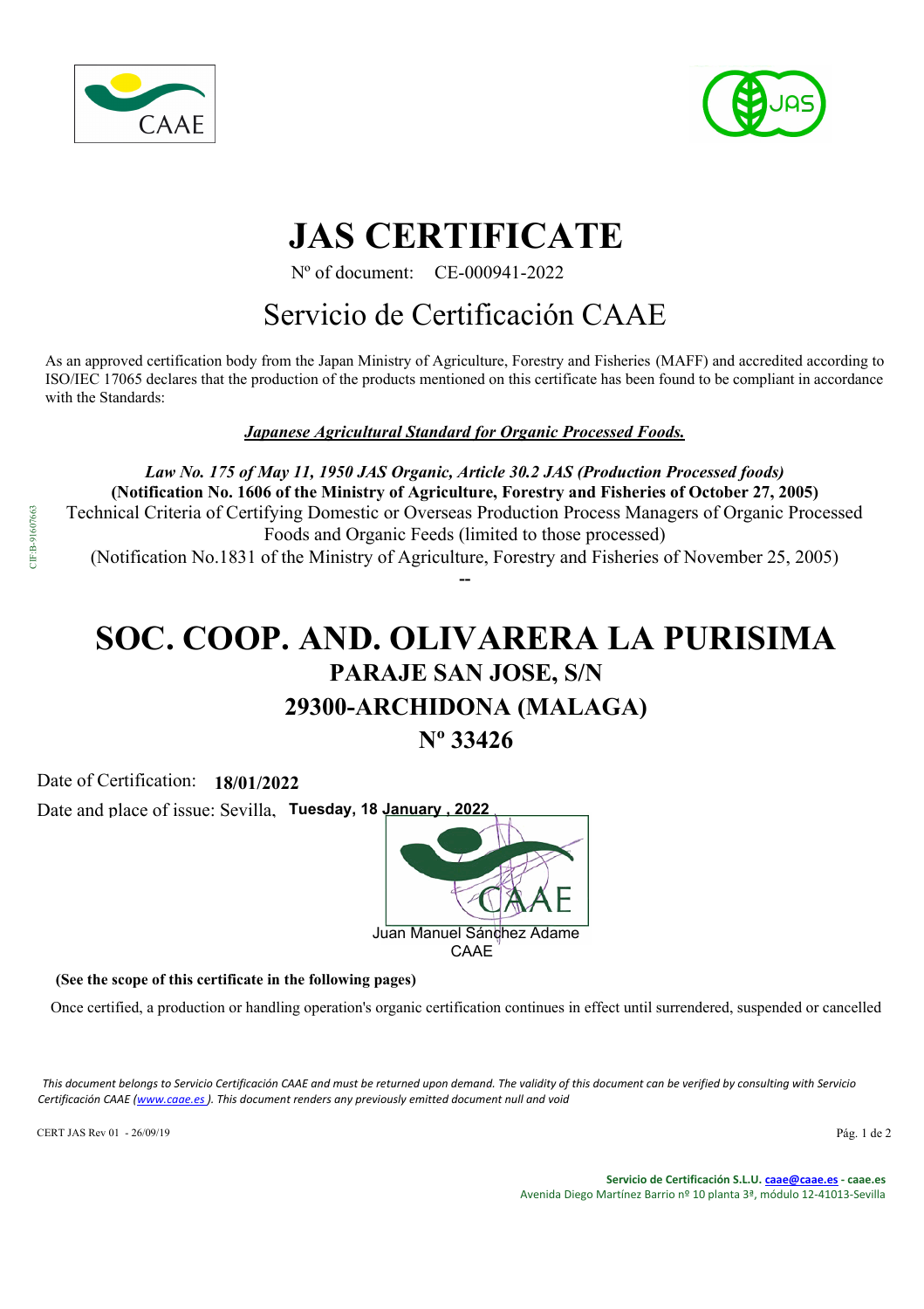# JAS CERTIFICATE

Nº of document: CE-000941-2022

## Servicio de Certificación CAAE

As an approved certification body from the Japan Ministry of Agriculture, Forestry and Fisheries (MAFF) and accredited according to ISO/IEC 17065 declares that the production of the products mentioned on this certificate has been found to be compliant in accordance with the Standards:

***Japanese Agricultural Standard for Organic Processed Foods.***

*Law No. 175 of May 11, 1950 JAS Organic, Article 30.2 JAS (Production Processed foods)*

**(Notification No. 1606 of the Ministry of Agriculture, Forestry and Fisheries of October 27, 2005)**

Technical Criteria of Certifying Domestic or Overseas Production Process Managers of Organic Processed Foods and Organic Feeds (limited to those processed)

(Notification No.1831 of the Ministry of Agriculture, Forestry and Fisheries of November 25, 2005)

--

CIF:B-91607663

# SOC. COOP. AND. OLIVARERA LA PURISIMA

**PARAJE SAN JOSE, S/N**

**29300-ARCHIDONA (MALAGA)**

**Nº 33426**

Date of Certification: **18/01/2022**

Date and place of issue: Sevilla, **Tuesday, 18 January , 2022**

Juan Manuel Sánchez Adame
CAAE

**(See the scope of this certificate in the following pages)**

Once certified, a production or handling operation's organic certification continues in effect until surrendered, suspended or cancelled

*This document belongs to Servicio Certificación CAAE and must be returned upon demand. The validity of this document can be verified by consulting with Servicio Certificación CAAE (www.caae.es ). This document renders any previously emitted document null and void*

CERT JAS Rev 01 - 26/09/19

**Servicio de Certificación S.L.U.** caae@caae.es - caae.es
Avenida Diego Martínez Barrio nº 10 planta 3ª, módulo 12-41013-Sevilla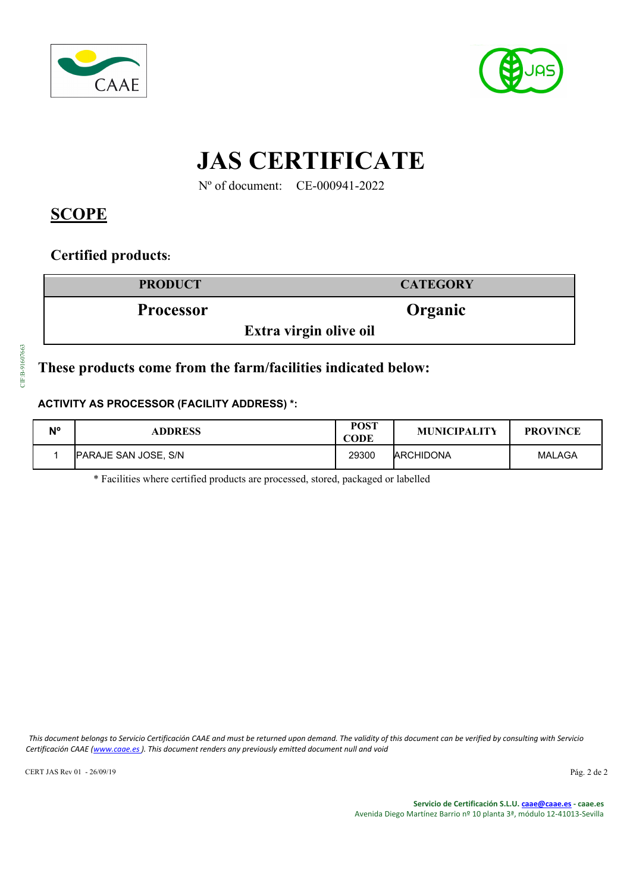# JAS CERTIFICATE

Nº of document: CE-000941-2022

## SCOPE

### Certified products:

| PRODUCT | CATEGORY |
| --- | --- |
| **Processor** | **Organic** |
| **Extra virgin olive oil** | |

CIF:B-91607663

### These products come from the farm/facilities indicated below:

**ACTIVITY AS PROCESSOR (FACILITY ADDRESS) *:**

| Nº | ADDRESS | POST CODE | MUNICIPALITY | PROVINCE |
| --- | --- | --- | --- | --- |
| 1 | PARAJE SAN JOSE, S/N | 29300 | ARCHIDONA | MALAGA |

* Facilities where certified products are processed, stored, packaged or labelled

*This document belongs to Servicio Certificación CAAE and must be returned upon demand. The validity of this document can be verified by consulting with Servicio Certificación CAAE (www.caae.es ). This document renders any previously emitted document null and void*

CERT JAS Rev 01 - 26/09/19

**Servicio de Certificación S.L.U. caae@caae.es - caae.es**
Avenida Diego Martínez Barrio nº 10 planta 3ª, módulo 12-41013-Sevilla